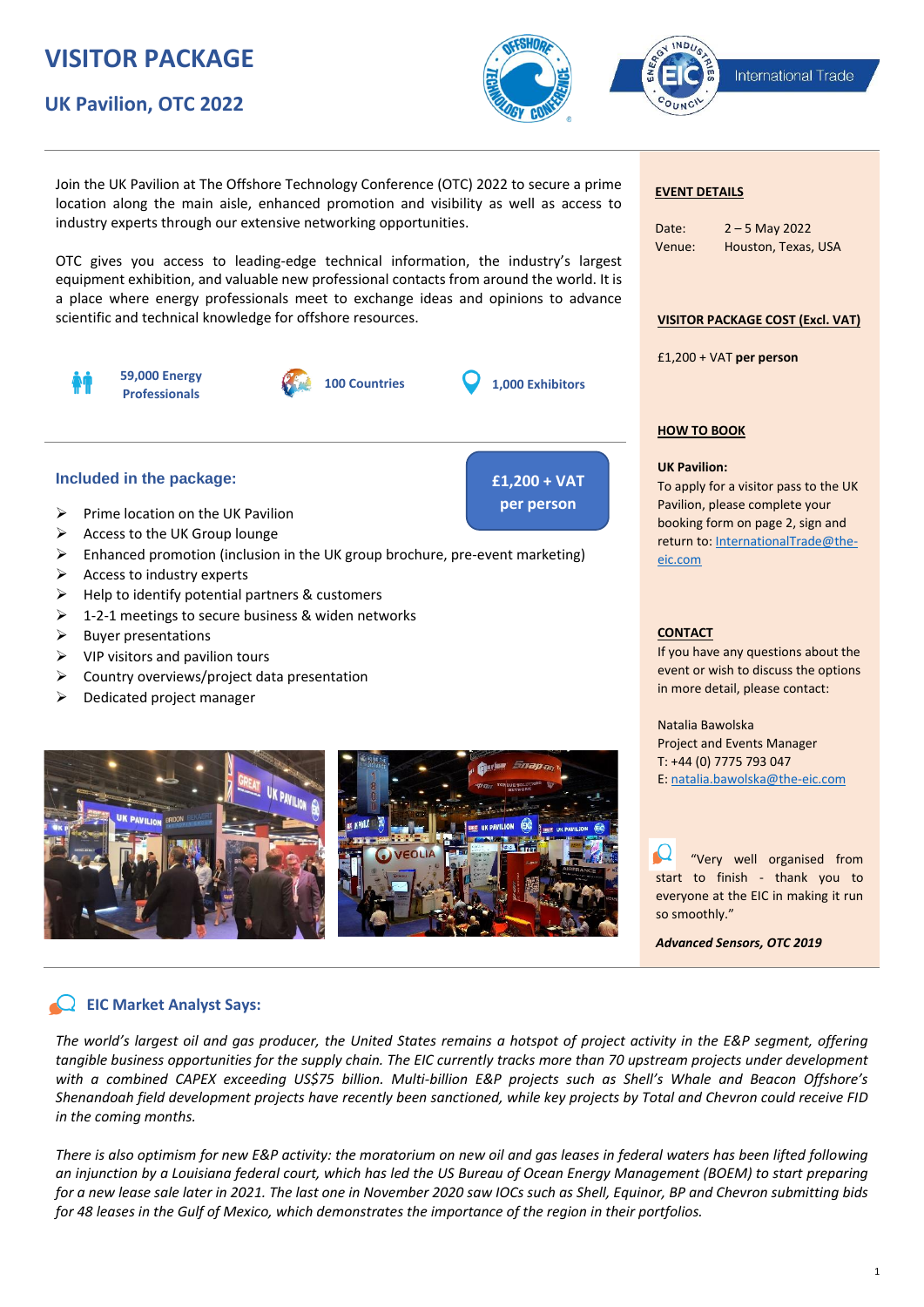# VISITOR PACKAGE

## UK Pavilion, OTC 2022

Join the UK Pavilion at The Offshore Technology Conference (OTC) 2022 to secure a prime location along the main aisle, enhanced promotion and visibility as well as access to industry experts through our extensive networking opportunities.

OTC gives you access to leading-edge technical information, the industry's largest equipment exhibition, and valuable new professional contacts from around the world. It is a place where energy professionals meet to exchange ideas and opinions to advance scientific and technical knowledge for offshore resources.

**59,000 Energy Professionals** | **100 Countries** | **1,000 Exhibitors**

### Included in the package:

**£1,200 + VAT per person**

- Prime location on the UK Pavilion
- Access to the UK Group lounge
- Enhanced promotion (inclusion in the UK group brochure, pre-event marketing)
- Access to industry experts
- Help to identify potential partners & customers
- 1-2-1 meetings to secure business & widen networks
- Buyer presentations
- VIP visitors and pavilion tours
- Country overviews/project data presentation
- Dedicated project manager

**EVENT DETAILS**

Date: 2 – 5 May 2022
Venue: Houston, Texas, USA

**VISITOR PACKAGE COST (Excl. VAT)**

£1,200 + VAT **per person**

**HOW TO BOOK**

**UK Pavilion:**
To apply for a visitor pass to the UK Pavilion, please complete your booking form on page 2, sign and return to: InternationalTrade@the-eic.com

**CONTACT**

If you have any questions about the event or wish to discuss the options in more detail, please contact:

Natalia Bawolska
Project and Events Manager
T: +44 (0) 7775 793 047
E: natalia.bawolska@the-eic.com

"Very well organised from start to finish - thank you to everyone at the EIC in making it run so smoothly."

***Advanced Sensors, OTC 2019***

### EIC Market Analyst Says:

*The world's largest oil and gas producer, the United States remains a hotspot of project activity in the E&P segment, offering tangible business opportunities for the supply chain. The EIC currently tracks more than 70 upstream projects under development with a combined CAPEX exceeding US$75 billion. Multi-billion E&P projects such as Shell's Whale and Beacon Offshore's Shenandoah field development projects have recently been sanctioned, while key projects by Total and Chevron could receive FID in the coming months.*

*There is also optimism for new E&P activity: the moratorium on new oil and gas leases in federal waters has been lifted following an injunction by a Louisiana federal court, which has led the US Bureau of Ocean Energy Management (BOEM) to start preparing for a new lease sale later in 2021. The last one in November 2020 saw IOCs such as Shell, Equinor, BP and Chevron submitting bids for 48 leases in the Gulf of Mexico, which demonstrates the importance of the region in their portfolios.*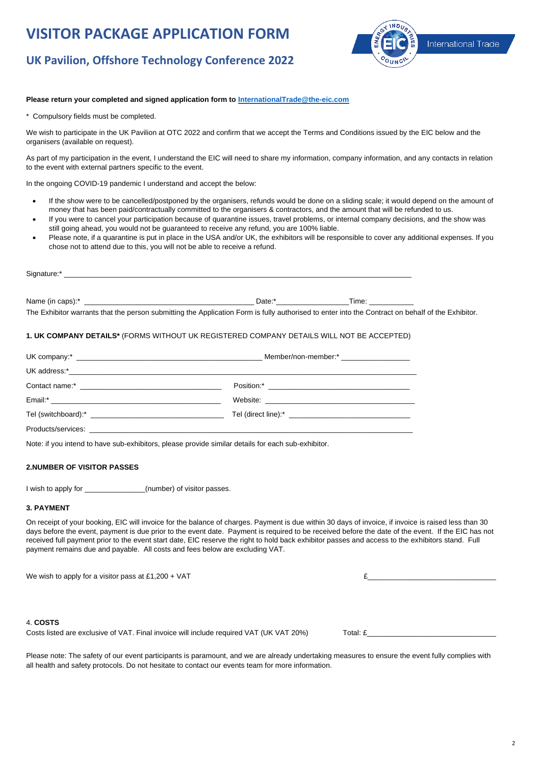# VISITOR PACKAGE APPLICATION FORM

## UK Pavilion, Offshore Technology Conference 2022

International Trade

**Please return your completed and signed application form to [InternationalTrade@the-eic.com](mailto:InternationalTrade@the-eic.com)**

\* Compulsory fields must be completed.

We wish to participate in the UK Pavilion at OTC 2022 and confirm that we accept the Terms and Conditions issued by the EIC below and the organisers (available on request).

As part of my participation in the event, I understand the EIC will need to share my information, company information, and any contacts in relation to the event with external partners specific to the event.

In the ongoing COVID-19 pandemic I understand and accept the below:

- If the show were to be cancelled/postponed by the organisers, refunds would be done on a sliding scale; it would depend on the amount of money that has been paid/contractually committed to the organisers & contractors, and the amount that will be refunded to us.
- If you were to cancel your participation because of quarantine issues, travel problems, or internal company decisions, and the show was still going ahead, you would not be guaranteed to receive any refund, you are 100% liable.
- Please note, if a quarantine is put in place in the USA and/or UK, the exhibitors will be responsible to cover any additional expenses. If you chose not to attend due to this, you will not be able to receive a refund.

Signature:* ____________________________________________

Name (in caps):* ______________________ Date:*__________ Time: __________

The Exhibitor warrants that the person submitting the Application Form is fully authorised to enter into the Contract on behalf of the Exhibitor.

**1. UK COMPANY DETAILS*** (FORMS WITHOUT UK REGISTERED COMPANY DETAILS WILL NOT BE ACCEPTED)

UK company:* ______________________ Member/non-member:* __________

UK address:*____________________________________________

Contact name:* ______________________ Position:* ______________________

Email:* ______________________ Website: ______________________

Tel (switchboard):* ______________________ Tel (direct line):* ______________________

Products/services: ____________________________________________

Note: if you intend to have sub-exhibitors, please provide similar details for each sub-exhibitor.

**2.NUMBER OF VISITOR PASSES**

I wish to apply for ______________(number) of visitor passes.

**3. PAYMENT**

On receipt of your booking, EIC will invoice for the balance of charges. Payment is due within 30 days of invoice, if invoice is raised less than 30 days before the event, payment is due prior to the event date. Payment is required to be received before the date of the event. If the EIC has not received full payment prior to the event start date, EIC reserve the right to hold back exhibitor passes and access to the exhibitors stand. Full payment remains due and payable. All costs and fees below are excluding VAT.

We wish to apply for a visitor pass at £1,200 + VAT £______________________

4. **COSTS**

Costs listed are exclusive of VAT. Final invoice will include required VAT (UK VAT 20%) Total: £______________________

Please note: The safety of our event participants is paramount, and we are already undertaking measures to ensure the event fully complies with all health and safety protocols. Do not hesitate to contact our events team for more information.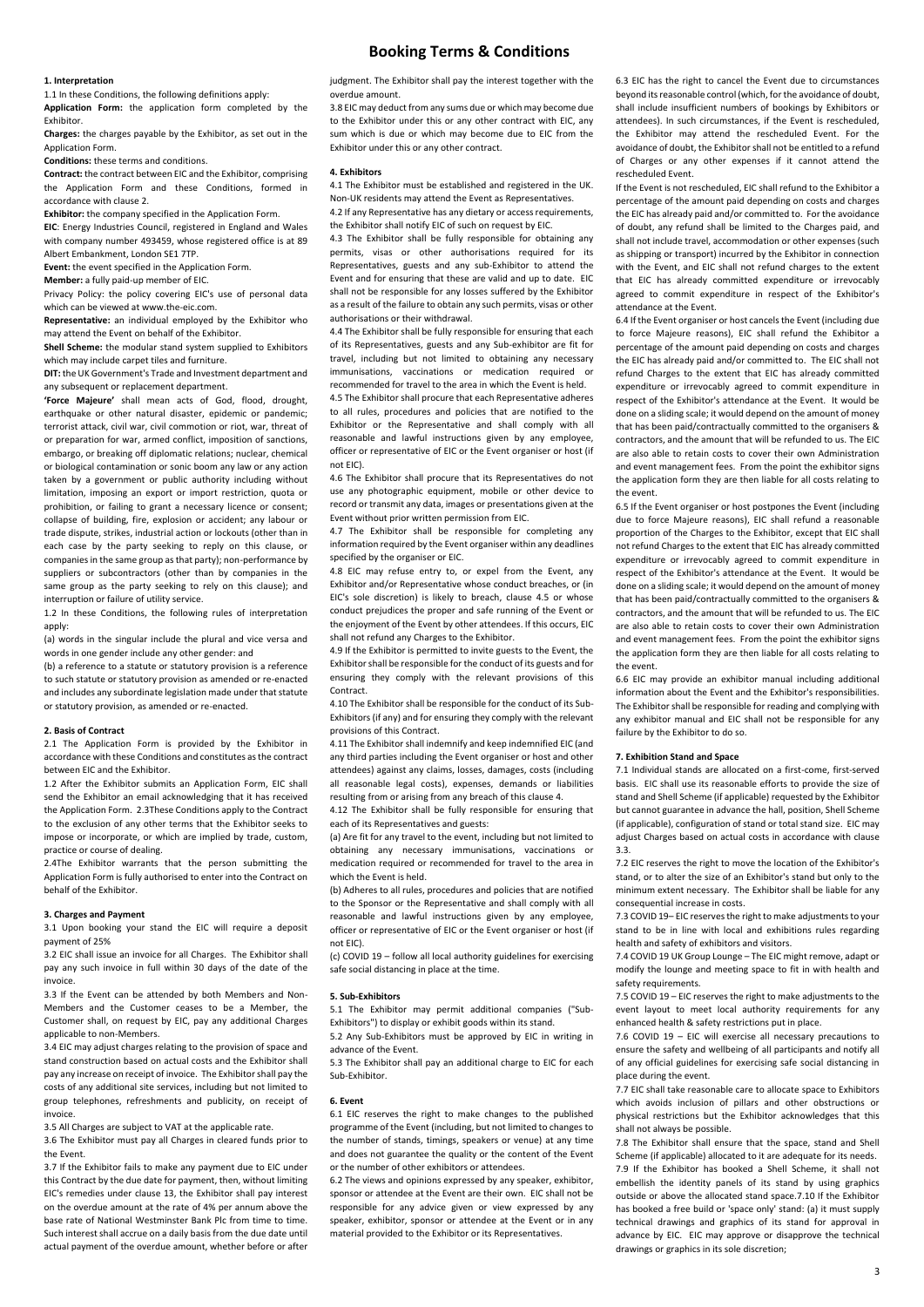# Booking Terms & Conditions

## 1. Interpretation

1.1 In these Conditions, the following definitions apply:

**Application Form:** the application form completed by the Exhibitor.

**Charges:** the charges payable by the Exhibitor, as set out in the Application Form.

**Conditions:** these terms and conditions.

**Contract:** the contract between EIC and the Exhibitor, comprising the Application Form and these Conditions, formed in accordance with clause 2.

**Exhibitor:** the company specified in the Application Form.

**EIC**: Energy Industries Council, registered in England and Wales with company number 493459, whose registered office is at 89 Albert Embankment, London SE1 7TP.

**Event:** the event specified in the Application Form.

**Member:** a fully paid-up member of EIC.

Privacy Policy: the policy covering EIC's use of personal data which can be viewed at www.the-eic.com.

**Representative:** an individual employed by the Exhibitor who may attend the Event on behalf of the Exhibitor.

**Shell Scheme:** the modular stand system supplied to Exhibitors which may include carpet tiles and furniture.

**DIT:** the UK Government's Trade and Investment department and any subsequent or replacement department.

**'Force Majeure'** shall mean acts of God, flood, drought, earthquake or other natural disaster, epidemic or pandemic; terrorist attack, civil war, civil commotion or riot, war, threat of or preparation for war, armed conflict, imposition of sanctions, embargo, or breaking off diplomatic relations; nuclear, chemical or biological contamination or sonic boom any law or any action taken by a government or public authority including without limitation, imposing an export or import restriction, quota or prohibition, or failing to grant a necessary licence or consent; collapse of building, fire, explosion or accident; any labour or trade dispute, strikes, industrial action or lockouts (other than in each case by the party seeking to reply on this clause, or companies in the same group as that party); non-performance by suppliers or subcontractors (other than by companies in the same group as the party seeking to rely on this clause); and interruption or failure of utility service.

1.2 In these Conditions, the following rules of interpretation apply:

(a) words in the singular include the plural and vice versa and words in one gender include any other gender: and

(b) a reference to a statute or statutory provision is a reference to such statute or statutory provision as amended or re-enacted and includes any subordinate legislation made under that statute or statutory provision, as amended or re-enacted.

## 2. Basis of Contract

2.1 The Application Form is provided by the Exhibitor in accordance with these Conditions and constitutes as the contract between EIC and the Exhibitor.

1.2 After the Exhibitor submits an Application Form, EIC shall send the Exhibitor an email acknowledging that it has received the Application Form. 2.3These Conditions apply to the Contract to the exclusion of any other terms that the Exhibitor seeks to impose or incorporate, or which are implied by trade, custom, practice or course of dealing.

2.4The Exhibitor warrants that the person submitting the Application Form is fully authorised to enter into the Contract on behalf of the Exhibitor.

## 3. Charges and Payment

3.1 Upon booking your stand the EIC will require a deposit payment of 25%

3.2 EIC shall issue an invoice for all Charges. The Exhibitor shall pay any such invoice in full within 30 days of the date of the invoice.

3.3 If the Event can be attended by both Members and Non-Members and the Customer ceases to be a Member, the Customer shall, on request by EIC, pay any additional Charges applicable to non-Members.

3.4 EIC may adjust charges relating to the provision of space and stand construction based on actual costs and the Exhibitor shall pay any increase on receipt of invoice. The Exhibitor shall pay the costs of any additional site services, including but not limited to group telephones, refreshments and publicity, on receipt of invoice.

3.5 All Charges are subject to VAT at the applicable rate.

3.6 The Exhibitor must pay all Charges in cleared funds prior to the Event.

3.7 If the Exhibitor fails to make any payment due to EIC under this Contract by the due date for payment, then, without limiting EIC's remedies under clause 13, the Exhibitor shall pay interest on the overdue amount at the rate of 4% per annum above the base rate of National Westminster Bank Plc from time to time. Such interest shall accrue on a daily basis from the due date until actual payment of the overdue amount, whether before or after judgment. The Exhibitor shall pay the interest together with the overdue amount.

3.8 EIC may deduct from any sums due or which may become due to the Exhibitor under this or any other contract with EIC, any sum which is due or which may become due to EIC from the Exhibitor under this or any other contract.

## 4. Exhibitors

4.1 The Exhibitor must be established and registered in the UK. Non-UK residents may attend the Event as Representatives.

4.2 If any Representative has any dietary or access requirements, the Exhibitor shall notify EIC of such on request by EIC.

4.3 The Exhibitor shall be fully responsible for obtaining any permits, visas or other authorisations required for its Representatives, guests and any sub-Exhibitor to attend the Event and for ensuring that these are valid and up to date. EIC shall not be responsible for any losses suffered by the Exhibitor as a result of the failure to obtain any such permits, visas or other authorisations or their withdrawal.

4.4 The Exhibitor shall be fully responsible for ensuring that each of its Representatives, guests and any Sub-exhibitor are fit for travel, including but not limited to obtaining any necessary immunisations, vaccinations or medication required or recommended for travel to the area in which the Event is held.

4.5 The Exhibitor shall procure that each Representative adheres to all rules, procedures and policies that are notified to the Exhibitor or the Representative and shall comply with all reasonable and lawful instructions given by any employee, officer or representative of EIC or the Event organiser or host (if not EIC).

4.6 The Exhibitor shall procure that its Representatives do not use any photographic equipment, mobile or other device to record or transmit any data, images or presentations given at the Event without prior written permission from EIC.

4.7 The Exhibitor shall be responsible for completing any information required by the Event organiser within any deadlines specified by the organiser or EIC.

4.8 EIC may refuse entry to, or expel from the Event, any Exhibitor and/or Representative whose conduct breaches, or (in EIC's sole discretion) is likely to breach, clause 4.5 or whose conduct prejudices the proper and safe running of the Event or the enjoyment of the Event by other attendees. If this occurs, EIC shall not refund any Charges to the Exhibitor.

4.9 If the Exhibitor is permitted to invite guests to the Event, the Exhibitor shall be responsible for the conduct of its guests and for ensuring they comply with the relevant provisions of this Contract.

4.10 The Exhibitor shall be responsible for the conduct of its Sub-Exhibitors (if any) and for ensuring they comply with the relevant provisions of this Contract.

4.11 The Exhibitor shall indemnify and keep indemnified EIC (and any third parties including the Event organiser or host and other attendees) against any claims, losses, damages, costs (including all reasonable legal costs), expenses, demands or liabilities resulting from or arising from any breach of this clause 4.

4.12 The Exhibitor shall be fully responsible for ensuring that each of its Representatives and guests:

(a) Are fit for any travel to the event, including but not limited to obtaining any necessary immunisations, vaccinations or medication required or recommended for travel to the area in which the Event is held.

(b) Adheres to all rules, procedures and policies that are notified to the Sponsor or the Representative and shall comply with all reasonable and lawful instructions given by any employee, officer or representative of EIC or the Event organiser or host (if not EIC).

(c) COVID 19 – follow all local authority guidelines for exercising safe social distancing in place at the time.

## 5. Sub-Exhibitors

5.1 The Exhibitor may permit additional companies ("Sub-Exhibitors") to display or exhibit goods within its stand.

5.2 Any Sub-Exhibitors must be approved by EIC in writing in advance of the Event.

5.3 The Exhibitor shall pay an additional charge to EIC for each Sub-Exhibitor.

## 6. Event

6.1 EIC reserves the right to make changes to the published programme of the Event (including, but not limited to changes to the number of stands, timings, speakers or venue) at any time and does not guarantee the quality or the content of the Event or the number of other exhibitors or attendees.

6.2 The views and opinions expressed by any speaker, exhibitor, sponsor or attendee at the Event are their own. EIC shall not be responsible for any advice given or view expressed by any speaker, exhibitor, sponsor or attendee at the Event or in any material provided to the Exhibitor or its Representatives.

6.3 EIC has the right to cancel the Event due to circumstances beyond its reasonable control (which, for the avoidance of doubt, shall include insufficient numbers of bookings by Exhibitors or attendees). In such circumstances, if the Event is rescheduled, the Exhibitor may attend the rescheduled Event. For the avoidance of doubt, the Exhibitor shall not be entitled to a refund of Charges or any other expenses if it cannot attend the rescheduled Event.

If the Event is not rescheduled, EIC shall refund to the Exhibitor a percentage of the amount paid depending on costs and charges the EIC has already paid and/or committed to. For the avoidance of doubt, any refund shall be limited to the Charges paid, and shall not include travel, accommodation or other expenses (such as shipping or transport) incurred by the Exhibitor in connection with the Event, and EIC shall not refund charges to the extent that EIC has already committed expenditure or irrevocably agreed to commit expenditure in respect of the Exhibitor's attendance at the Event.

6.4 If the Event organiser or host cancels the Event (including due to force Majeure reasons), EIC shall refund the Exhibitor a percentage of the amount paid depending on costs and charges the EIC has already paid and/or committed to. The EIC shall not refund Charges to the extent that EIC has already committed expenditure or irrevocably agreed to commit expenditure in respect of the Exhibitor's attendance at the Event. It would be done on a sliding scale; it would depend on the amount of money that has been paid/contractually committed to the organisers & contractors, and the amount that will be refunded to us. The EIC are also able to retain costs to cover their own Administration and event management fees. From the point the exhibitor signs the application form they are then liable for all costs relating to the event.

6.5 If the Event organiser or host postpones the Event (including due to force Majeure reasons), EIC shall refund a reasonable proportion of the Charges to the Exhibitor, except that EIC shall not refund Charges to the extent that EIC has already committed expenditure or irrevocably agreed to commit expenditure in respect of the Exhibitor's attendance at the Event. It would be done on a sliding scale; it would depend on the amount of money that has been paid/contractually committed to the organisers & contractors, and the amount that will be refunded to us. The EIC are also able to retain costs to cover their own Administration and event management fees. From the point the exhibitor signs the application form they are then liable for all costs relating to the event.

6.6 EIC may provide an exhibitor manual including additional information about the Event and the Exhibitor's responsibilities. The Exhibitor shall be responsible for reading and complying with any exhibitor manual and EIC shall not be responsible for any failure by the Exhibitor to do so.

## 7. Exhibition Stand and Space

7.1 Individual stands are allocated on a first-come, first-served basis. EIC shall use its reasonable efforts to provide the size of stand and Shell Scheme (if applicable) requested by the Exhibitor but cannot guarantee in advance the hall, position, Shell Scheme (if applicable), configuration of stand or total stand size. EIC may adjust Charges based on actual costs in accordance with clause 3.3.

7.2 EIC reserves the right to move the location of the Exhibitor's stand, or to alter the size of an Exhibitor's stand but only to the minimum extent necessary. The Exhibitor shall be liable for any consequential increase in costs.

7.3 COVID 19– EIC reserves the right to make adjustments to your stand to be in line with local and exhibitions rules regarding health and safety of exhibitors and visitors.

7.4 COVID 19 UK Group Lounge – The EIC might remove, adapt or modify the lounge and meeting space to fit in with health and safety requirements.

7.5 COVID 19 – EIC reserves the right to make adjustments to the event layout to meet local authority requirements for any enhanced health & safety restrictions put in place.

7.6 COVID 19 – EIC will exercise all necessary precautions to ensure the safety and wellbeing of all participants and notify all of any official guidelines for exercising safe social distancing in place during the event.

7.7 EIC shall take reasonable care to allocate space to Exhibitors which avoids inclusion of pillars and other obstructions or physical restrictions but the Exhibitor acknowledges that this shall not always be possible.

7.8 The Exhibitor shall ensure that the space, stand and Shell Scheme (if applicable) allocated to it are adequate for its needs.

7.9 If the Exhibitor has booked a Shell Scheme, it shall not embellish the identity panels of its stand by using graphics outside or above the allocated stand space.7.10 If the Exhibitor has booked a free build or 'space only' stand: (a) it must supply technical drawings and graphics of its stand for approval in advance by EIC. EIC may approve or disapprove the technical drawings or graphics in its sole discretion;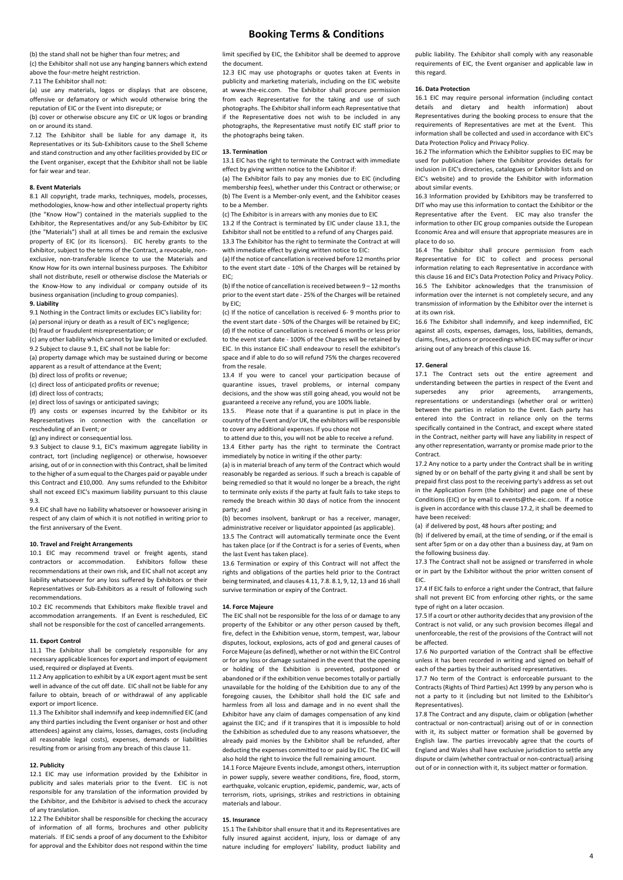# Booking Terms & Conditions

(b) the stand shall not be higher than four metres; and

(c) the Exhibitor shall not use any hanging banners which extend above the four-metre height restriction.

7.11 The Exhibitor shall not:

(a) use any materials, logos or displays that are obscene, offensive or defamatory or which would otherwise bring the reputation of EIC or the Event into disrepute; or

(b) cover or otherwise obscure any EIC or UK logos or branding on or around its stand.

7.12 The Exhibitor shall be liable for any damage it, its Representatives or its Sub-Exhibitors cause to the Shell Scheme and stand construction and any other facilities provided by EIC or the Event organiser, except that the Exhibitor shall not be liable for fair wear and tear.

**8. Event Materials**

8.1 All copyright, trade marks, techniques, models, processes, methodologies, know-how and other intellectual property rights (the "Know How") contained in the materials supplied to the Exhibitor, the Representatives and/or any Sub-Exhibitor by EIC (the "Materials") shall at all times be and remain the exclusive property of EIC (or its licensors). EIC hereby grants to the Exhibitor, subject to the terms of the Contract, a revocable, non-exclusive, non-transferable licence to use the Materials and Know How for its own internal business purposes. The Exhibitor shall not distribute, resell or otherwise disclose the Materials or the Know-How to any individual or company outside of its business organisation (including to group companies).

**9. Liability**

9.1 Nothing in the Contract limits or excludes EIC's liability for:

(a) personal injury or death as a result of EIC's negligence;

(b) fraud or fraudulent misrepresentation; or

(c) any other liability which cannot by law be limited or excluded.

9.2 Subject to clause 9.1, EIC shall not be liable for:

(a) property damage which may be sustained during or become apparent as a result of attendance at the Event;

(b) direct loss of profits or revenue;

(c) direct loss of anticipated profits or revenue;

(d) direct loss of contracts;

(e) direct loss of savings or anticipated savings;

(f) any costs or expenses incurred by the Exhibitor or its Representatives in connection with the cancellation or rescheduling of an Event; or

(g) any indirect or consequential loss.

9.3 Subject to clause 9.1, EIC's maximum aggregate liability in contract, tort (including negligence) or otherwise, howsoever arising, out of or in connection with this Contract, shall be limited to the higher of a sum equal to the Charges paid or payable under this Contract and £10,000. Any sums refunded to the Exhibitor shall not exceed EIC's maximum liability pursuant to this clause 9.3.

9.4 EIC shall have no liability whatsoever or howsoever arising in respect of any claim of which it is not notified in writing prior to the first anniversary of the Event.

**10. Travel and Freight Arrangements**

10.1 EIC may recommend travel or freight agents, stand contractors or accommodation. Exhibitors follow these recommendations at their own risk, and EIC shall not accept any liability whatsoever for any loss suffered by Exhibitors or their Representatives or Sub-Exhibitors as a result of following such recommendations.

10.2 EIC recommends that Exhibitors make flexible travel and accommodation arrangements. If an Event is rescheduled, EIC shall not be responsible for the cost of cancelled arrangements.

**11. Export Control**

11.1 The Exhibitor shall be completely responsible for any necessary applicable licences for export and import of equipment used, required or displayed at Events.

11.2 Any application to exhibit by a UK export agent must be sent well in advance of the cut off date. EIC shall not be liable for any failure to obtain, breach of or withdrawal of any applicable export or import licence.

11.3 The Exhibitor shall indemnify and keep indemnified EIC (and any third parties including the Event organiser or host and other attendees) against any claims, losses, damages, costs (including all reasonable legal costs), expenses, demands or liabilities resulting from or arising from any breach of this clause 11.

**12. Publicity**

12.1 EIC may use information provided by the Exhibitor in publicity and sales materials prior to the Event. EIC is not responsible for any translation of the information provided by the Exhibitor, and the Exhibitor is advised to check the accuracy of any translation.

12.2 The Exhibitor shall be responsible for checking the accuracy of information of all forms, brochures and other publicity materials. If EIC sends a proof of any document to the Exhibitor for approval and the Exhibitor does not respond within the time limit specified by EIC, the Exhibitor shall be deemed to approve the document.

12.3 EIC may use photographs or quotes taken at Events in publicity and marketing materials, including on the EIC website at www.the-eic.com. The Exhibitor shall procure permission from each Representative for the taking and use of such photographs. The Exhibitor shall inform each Representative that if the Representative does not wish to be included in any photographs, the Representative must notify EIC staff prior to the photographs being taken.

**13. Termination**

13.1 EIC has the right to terminate the Contract with immediate effect by giving written notice to the Exhibitor if:

(a) The Exhibitor fails to pay any monies due to EIC (including membership fees), whether under this Contract or otherwise; or

(b) The Event is a Member-only event, and the Exhibitor ceases to be a Member.

(c) The Exhibitor is in arrears with any monies due to EIC

13.2 If the Contract is terminated by EIC under clause 13.1, the Exhibitor shall not be entitled to a refund of any Charges paid.

13.3 The Exhibitor has the right to terminate the Contract at will with immediate effect by giving written notice to EIC:

(a) If the notice of cancellation is received before 12 months prior to the event start date - 10% of the Charges will be retained by EIC;

(b) If the notice of cancellation is received between 9 – 12 months prior to the event start date - 25% of the Charges will be retained by EIC;

(c) If the notice of cancellation is received 6- 9 months prior to the event start date - 50% of the Charges will be retained by EIC;

(d) If the notice of cancellation is received 6 months or less prior to the event start date - 100% of the Charges will be retained by EIC. In this instance EIC shall endeavour to resell the exhibitor's space and if able to do so will refund 75% the charges recovered from the resale.

13.4 If you were to cancel your participation because of quarantine issues, travel problems, or internal company decisions, and the show was still going ahead, you would not be guaranteed a receive any refund, you are 100% liable.

13.5. Please note that if a quarantine is put in place in the country of the Event and/or UK, the exhibitors will be responsible to cover any additional expenses. If you chose not to attend due to this, you will not be able to receive a refund.

13.4 Either party has the right to terminate the Contract immediately by notice in writing if the other party:

(a) is in material breach of any term of the Contract which would reasonably be regarded as serious. If such a breach is capable of being remedied so that it would no longer be a breach, the right to terminate only exists if the party at fault fails to take steps to remedy the breach within 30 days of notice from the innocent party; and

(b) becomes insolvent, bankrupt or has a receiver, manager, administrative receiver or liquidator appointed (as applicable).

13.5 The Contract will automatically terminate once the Event has taken place (or if the Contract is for a series of Events, when the last Event has taken place).

13.6 Termination or expiry of this Contract will not affect the rights and obligations of the parties held prior to the Contract being terminated, and clauses 4.11, 7.8. 8.1, 9, 12, 13 and 16 shall survive termination or expiry of the Contract.

**14. Force Majeure**

The EIC shall not be responsible for the loss of or damage to any property of the Exhibitor or any other person caused by theft, fire, defect in the Exhibition venue, storm, tempest, war, labour disputes, lockout, explosions, acts of god and general causes of Force Majeure (as defined), whether or not within the EIC Control or for any loss or damage sustained in the event that the opening or holding of the Exhibition is prevented, postponed or abandoned or if the exhibition venue becomes totally or partially unavailable for the holding of the Exhibition due to any of the foregoing causes, the Exhibitor shall hold the EIC safe and harmless from all loss and damage and in no event shall the Exhibitor have any claim of damages compensation of any kind against the EIC; and if it transpires that it is impossible to hold the Exhibition as scheduled due to any reasons whatsoever, the already paid monies by the Exhibitor shall be refunded, after deducting the expenses committed to or paid by EIC. The EIC will also hold the right to invoice the full remaining amount.

14.1 Force Majeure Events include, amongst others, interruption in power supply, severe weather conditions, fire, flood, storm, earthquake, volcanic eruption, epidemic, pandemic, war, acts of terrorism, riots, uprisings, strikes and restrictions in obtaining materials and labour.

**15. Insurance**

15.1 The Exhibitor shall ensure that it and its Representatives are fully insured against accident, injury, loss or damage of any nature including for employers' liability, product liability and public liability. The Exhibitor shall comply with any reasonable requirements of EIC, the Event organiser and applicable law in this regard.

**16. Data Protection**

16.1 EIC may require personal information (including contact details and dietary and health information) about Representatives during the booking process to ensure that the requirements of Representatives are met at the Event. This information shall be collected and used in accordance with EIC's Data Protection Policy and Privacy Policy.

16.2 The information which the Exhibitor supplies to EIC may be used for publication (where the Exhibitor provides details for inclusion in EIC's directories, catalogues or Exhibitor lists and on EIC's website) and to provide the Exhibitor with information about similar events.

16.3 Information provided by Exhibitors may be transferred to DIT who may use this information to contact the Exhibitor or the Representative after the Event. EIC may also transfer the information to other EIC group companies outside the European Economic Area and will ensure that appropriate measures are in place to do so.

16.4 The Exhibitor shall procure permission from each Representative for EIC to collect and process personal information relating to each Representative in accordance with this clause 16 and EIC's Data Protection Policy and Privacy Policy.

16.5 The Exhibitor acknowledges that the transmission of information over the internet is not completely secure, and any transmission of information by the Exhibitor over the internet is at its own risk.

16.6 The Exhibitor shall indemnify, and keep indemnified, EIC against all costs, expenses, damages, loss, liabilities, demands, claims, fines, actions or proceedings which EIC may suffer or incur arising out of any breach of this clause 16.

**17. General**

17.1 The Contract sets out the entire agreement and understanding between the parties in respect of the Event and supersedes any prior agreements, arrangements, representations or understandings (whether oral or written) between the parties in relation to the Event. Each party has entered into the Contract in reliance only on the terms specifically contained in the Contract, and except where stated in the Contract, neither party will have any liability in respect of any other representation, warranty or promise made prior to the Contract.

17.2 Any notice to a party under the Contract shall be in writing signed by or on behalf of the party giving it and shall be sent by prepaid first class post to the receiving party's address as set out in the Application Form (the Exhibitor) and page one of these Conditions (EIC) or by email to events@the-eic.com. If a notice is given in accordance with this clause 17.2, it shall be deemed to have been received:

(a) if delivered by post, 48 hours after posting; and

(b) if delivered by email, at the time of sending, or if the email is sent after 5pm or on a day other than a business day, at 9am on the following business day.

17.3 The Contract shall not be assigned or transferred in whole or in part by the Exhibitor without the prior written consent of EIC.

17.4 If EIC fails to enforce a right under the Contract, that failure shall not prevent EIC from enforcing other rights, or the same type of right on a later occasion.

17.5 If a court or other authority decides that any provision of the Contract is not valid, or any such provision becomes illegal and unenforceable, the rest of the provisions of the Contract will not be affected.

17.6 No purported variation of the Contract shall be effective unless it has been recorded in writing and signed on behalf of each of the parties by their authorised representatives.

17.7 No term of the Contract is enforceable pursuant to the Contracts (Rights of Third Parties) Act 1999 by any person who is not a party to it (including but not limited to the Exhibitor's Representatives).

17.8 The Contract and any dispute, claim or obligation (whether contractual or non-contractual) arising out of or in connection with it, its subject matter or formation shall be governed by English law. The parties irrevocably agree that the courts of England and Wales shall have exclusive jurisdiction to settle any dispute or claim (whether contractual or non-contractual) arising out of or in connection with it, its subject matter or formation.